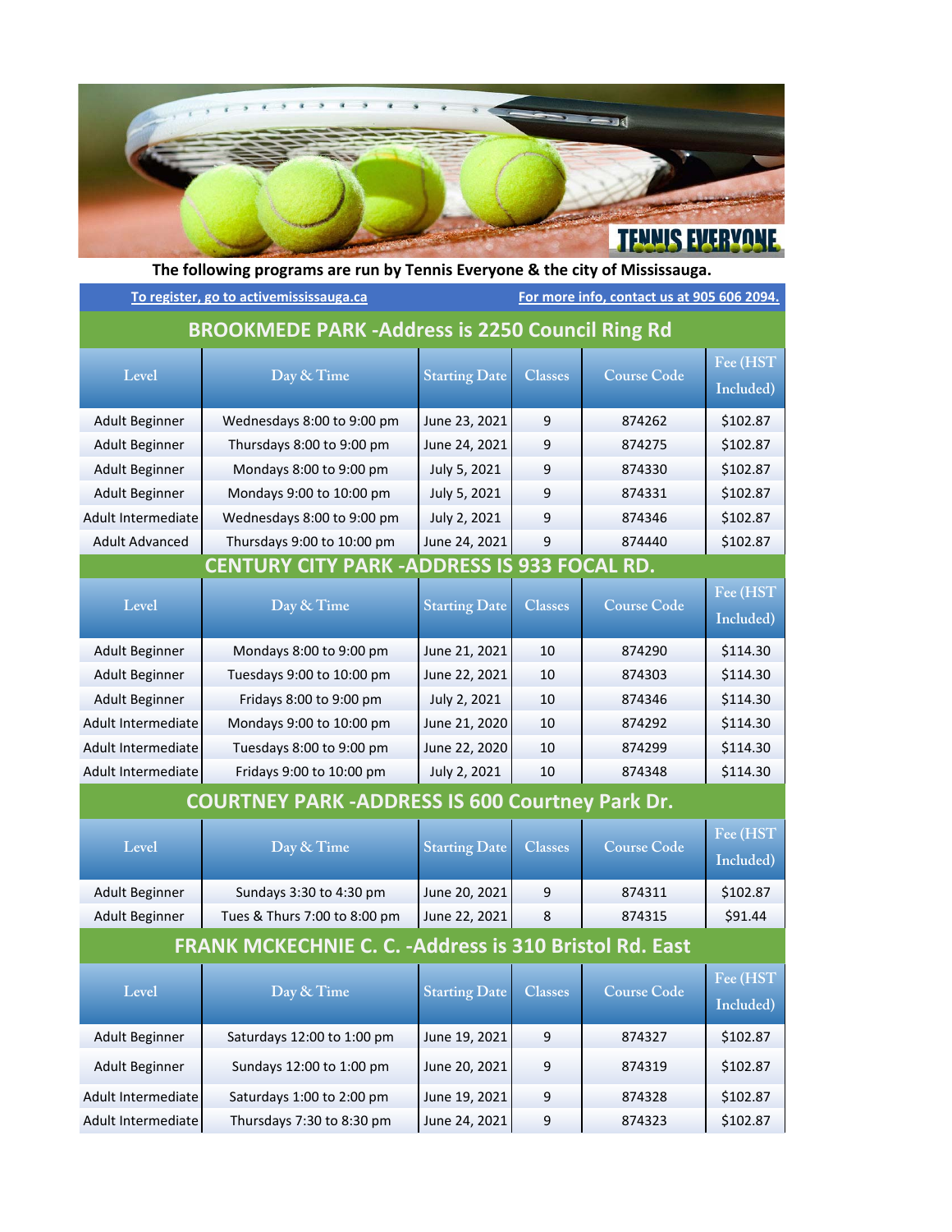The following programs are run by Tennis Everyone & the city of Mississauga.

To register, go to activemississauga.ca

For more info, contact us at 905 606 2094.

## BROOKMEDE PARK -Address is 2250 Council Ring Rd

| Level | Day & Time | Starting Date | Classes | Course Code | Fee (HST Included) |
|---|---|---|---|---|---|
| Adult Beginner | Wednesdays 8:00 to 9:00 pm | June 23, 2021 | 9 | 874262 | $102.87 |
| Adult Beginner | Thursdays 8:00 to 9:00 pm | June 24, 2021 | 9 | 874275 | $102.87 |
| Adult Beginner | Mondays 8:00 to 9:00 pm | July 5, 2021 | 9 | 874330 | $102.87 |
| Adult Beginner | Mondays 9:00 to 10:00 pm | July 5, 2021 | 9 | 874331 | $102.87 |
| Adult Intermediate | Wednesdays 8:00 to 9:00 pm | July 2, 2021 | 9 | 874346 | $102.87 |
| Adult Advanced | Thursdays 9:00 to 10:00 pm | June 24, 2021 | 9 | 874440 | $102.87 |

## CENTURY CITY PARK -ADDRESS IS 933 FOCAL RD.

| Level | Day & Time | Starting Date | Classes | Course Code | Fee (HST Included) |
|---|---|---|---|---|---|
| Adult Beginner | Mondays 8:00 to 9:00 pm | June 21, 2021 | 10 | 874290 | $114.30 |
| Adult Beginner | Tuesdays 9:00 to 10:00 pm | June 22, 2021 | 10 | 874303 | $114.30 |
| Adult Beginner | Fridays 8:00 to 9:00 pm | July 2, 2021 | 10 | 874346 | $114.30 |
| Adult Intermediate | Mondays 9:00 to 10:00 pm | June 21, 2020 | 10 | 874292 | $114.30 |
| Adult Intermediate | Tuesdays 8:00 to 9:00 pm | June 22, 2020 | 10 | 874299 | $114.30 |
| Adult Intermediate | Fridays 9:00 to 10:00 pm | July 2, 2021 | 10 | 874348 | $114.30 |

## COURTNEY PARK -ADDRESS IS 600 Courtney Park Dr.

| Level | Day & Time | Starting Date | Classes | Course Code | Fee (HST Included) |
|---|---|---|---|---|---|
| Adult Beginner | Sundays 3:30 to 4:30 pm | June 20, 2021 | 9 | 874311 | $102.87 |
| Adult Beginner | Tues & Thurs 7:00 to 8:00 pm | June 22, 2021 | 8 | 874315 | $91.44 |

## FRANK MCKECHNIE C. C. -Address is 310 Bristol Rd. East

| Level | Day & Time | Starting Date | Classes | Course Code | Fee (HST Included) |
|---|---|---|---|---|---|
| Adult Beginner | Saturdays 12:00 to 1:00 pm | June 19, 2021 | 9 | 874327 | $102.87 |
| Adult Beginner | Sundays 12:00 to 1:00 pm | June 20, 2021 | 9 | 874319 | $102.87 |
| Adult Intermediate | Saturdays 1:00 to 2:00 pm | June 19, 2021 | 9 | 874328 | $102.87 |
| Adult Intermediate | Thursdays 7:30 to 8:30 pm | June 24, 2021 | 9 | 874323 | $102.87 |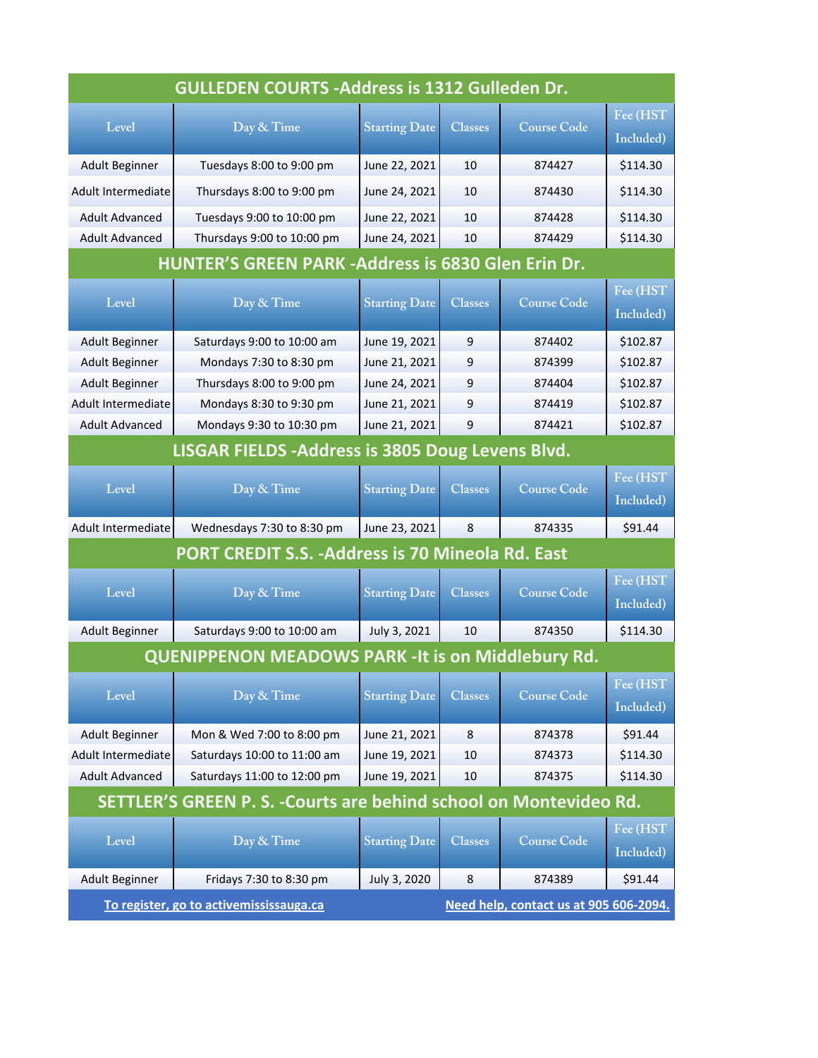## GULLEDEN COURTS -Address is 1312 Gulleden Dr.

| Level | Day & Time | Starting Date | Classes | Course Code | Fee (HST Included) |
|---|---|---|---|---|---|
| Adult Beginner | Tuesdays 8:00 to 9:00 pm | June 22, 2021 | 10 | 874427 | $114.30 |
| Adult Intermediate | Thursdays 8:00 to 9:00 pm | June 24, 2021 | 10 | 874430 | $114.30 |
| Adult Advanced | Tuesdays 9:00 to 10:00 pm | June 22, 2021 | 10 | 874428 | $114.30 |
| Adult Advanced | Thursdays 9:00 to 10:00 pm | June 24, 2021 | 10 | 874429 | $114.30 |

## HUNTER'S GREEN PARK -Address is 6830 Glen Erin Dr.

| Level | Day & Time | Starting Date | Classes | Course Code | Fee (HST Included) |
|---|---|---|---|---|---|
| Adult Beginner | Saturdays 9:00 to 10:00 am | June 19, 2021 | 9 | 874402 | $102.87 |
| Adult Beginner | Mondays 7:30 to 8:30 pm | June 21, 2021 | 9 | 874399 | $102.87 |
| Adult Beginner | Thursdays 8:00 to 9:00 pm | June 24, 2021 | 9 | 874404 | $102.87 |
| Adult Intermediate | Mondays 8:30 to 9:30 pm | June 21, 2021 | 9 | 874419 | $102.87 |
| Adult Advanced | Mondays 9:30 to 10:30 pm | June 21, 2021 | 9 | 874421 | $102.87 |

## LISGAR FIELDS -Address is 3805 Doug Levens Blvd.

| Level | Day & Time | Starting Date | Classes | Course Code | Fee (HST Included) |
|---|---|---|---|---|---|
| Adult Intermediate | Wednesdays 7:30 to 8:30 pm | June 23, 2021 | 8 | 874335 | $91.44 |

## PORT CREDIT S.S. -Address is 70 Mineola Rd. East

| Level | Day & Time | Starting Date | Classes | Course Code | Fee (HST Included) |
|---|---|---|---|---|---|
| Adult Beginner | Saturdays 9:00 to 10:00 am | July 3, 2021 | 10 | 874350 | $114.30 |

## QUENIPPENON MEADOWS PARK -It is on Middlebury Rd.

| Level | Day & Time | Starting Date | Classes | Course Code | Fee (HST Included) |
|---|---|---|---|---|---|
| Adult Beginner | Mon & Wed 7:00 to 8:00 pm | June 21, 2021 | 8 | 874378 | $91.44 |
| Adult Intermediate | Saturdays 10:00 to 11:00 am | June 19, 2021 | 10 | 874373 | $114.30 |
| Adult Advanced | Saturdays 11:00 to 12:00 pm | June 19, 2021 | 10 | 874375 | $114.30 |

## SETTLER'S GREEN P. S. -Courts are behind school on Montevideo Rd.

| Level | Day & Time | Starting Date | Classes | Course Code | Fee (HST Included) |
|---|---|---|---|---|---|
| Adult Beginner | Fridays 7:30 to 8:30 pm | July 3, 2020 | 8 | 874389 | $91.44 |

**To register, go to activemississauga.ca** **Need help, contact us at 905 606-2094.**